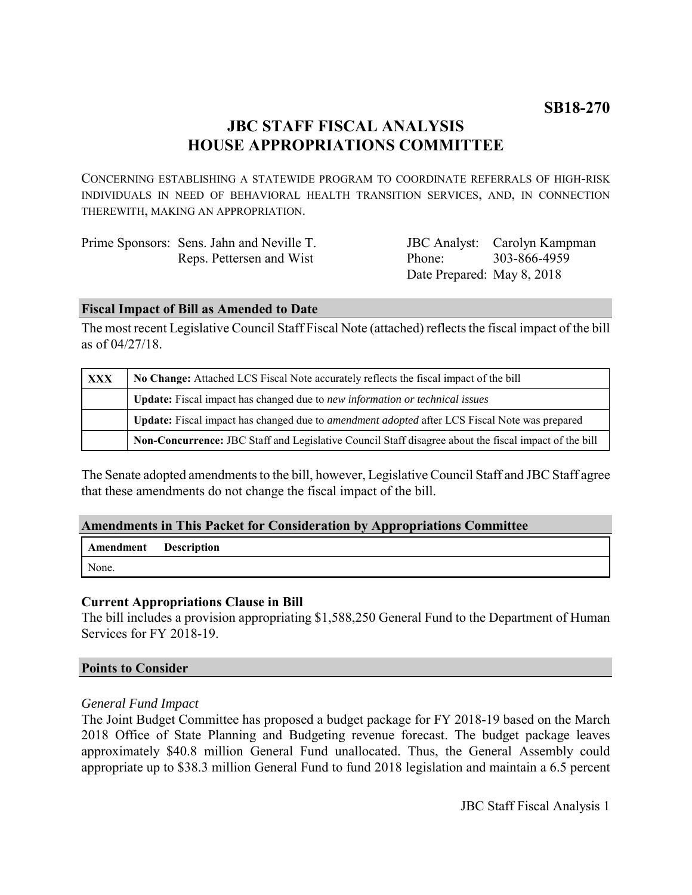**SB18-270**

# JBC STAFF FISCAL ANALYSIS
# HOUSE APPROPRIATIONS COMMITTEE

CONCERNING ESTABLISHING A STATEWIDE PROGRAM TO COORDINATE REFERRALS OF HIGH-RISK INDIVIDUALS IN NEED OF BEHAVIORAL HEALTH TRANSITION SERVICES, AND, IN CONNECTION THEREWITH, MAKING AN APPROPRIATION.

| | | | |
|---|---|---|---|
| Prime Sponsors: | Sens. Jahn and Neville T. | JBC Analyst: | Carolyn Kampman |
| | Reps. Pettersen and Wist | Phone: | 303-866-4959 |
| | | Date Prepared: | May 8, 2018 |

## Fiscal Impact of Bill as Amended to Date

The most recent Legislative Council Staff Fiscal Note (attached) reflects the fiscal impact of the bill as of 04/27/18.

| | |
|---|---|
| **XXX** | **No Change:** Attached LCS Fiscal Note accurately reflects the fiscal impact of the bill |
| | **Update:** Fiscal impact has changed due to *new information or technical issues* |
| | **Update:** Fiscal impact has changed due to *amendment adopted* after LCS Fiscal Note was prepared |
| | **Non-Concurrence:** JBC Staff and Legislative Council Staff disagree about the fiscal impact of the bill |

The Senate adopted amendments to the bill, however, Legislative Council Staff and JBC Staff agree that these amendments do not change the fiscal impact of the bill.

## Amendments in This Packet for Consideration by Appropriations Committee

| Amendment | Description |
|---|---|
| None. | |

### Current Appropriations Clause in Bill

The bill includes a provision appropriating $1,588,250 General Fund to the Department of Human Services for FY 2018-19.

## Points to Consider

*General Fund Impact*

The Joint Budget Committee has proposed a budget package for FY 2018-19 based on the March 2018 Office of State Planning and Budgeting revenue forecast. The budget package leaves approximately $40.8 million General Fund unallocated. Thus, the General Assembly could appropriate up to $38.3 million General Fund to fund 2018 legislation and maintain a 6.5 percent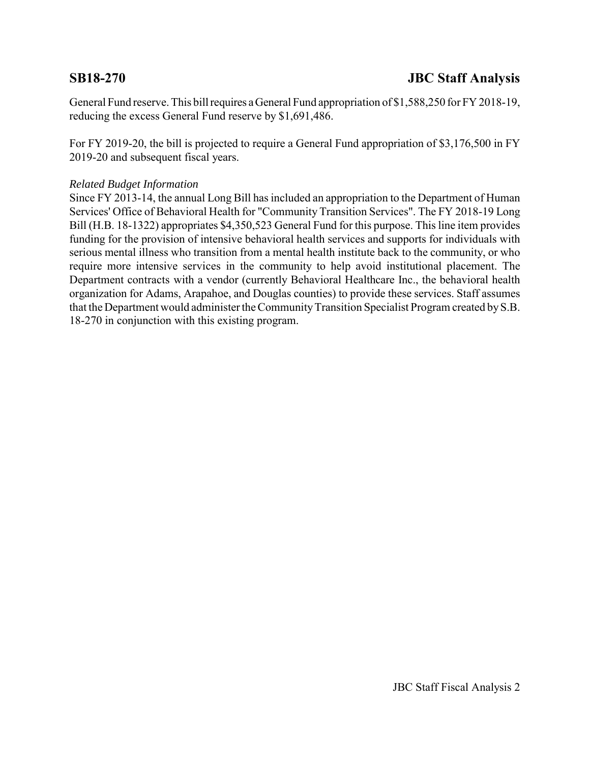General Fund reserve. This bill requires a General Fund appropriation of $1,588,250 for FY 2018-19, reducing the excess General Fund reserve by $1,691,486.

For FY 2019-20, the bill is projected to require a General Fund appropriation of $3,176,500 in FY 2019-20 and subsequent fiscal years.

*Related Budget Information*

Since FY 2013-14, the annual Long Bill has included an appropriation to the Department of Human Services' Office of Behavioral Health for "Community Transition Services". The FY 2018-19 Long Bill (H.B. 18-1322) appropriates $4,350,523 General Fund for this purpose. This line item provides funding for the provision of intensive behavioral health services and supports for individuals with serious mental illness who transition from a mental health institute back to the community, or who require more intensive services in the community to help avoid institutional placement. The Department contracts with a vendor (currently Behavioral Healthcare Inc., the behavioral health organization for Adams, Arapahoe, and Douglas counties) to provide these services. Staff assumes that the Department would administer the Community Transition Specialist Program created by S.B. 18-270 in conjunction with this existing program.